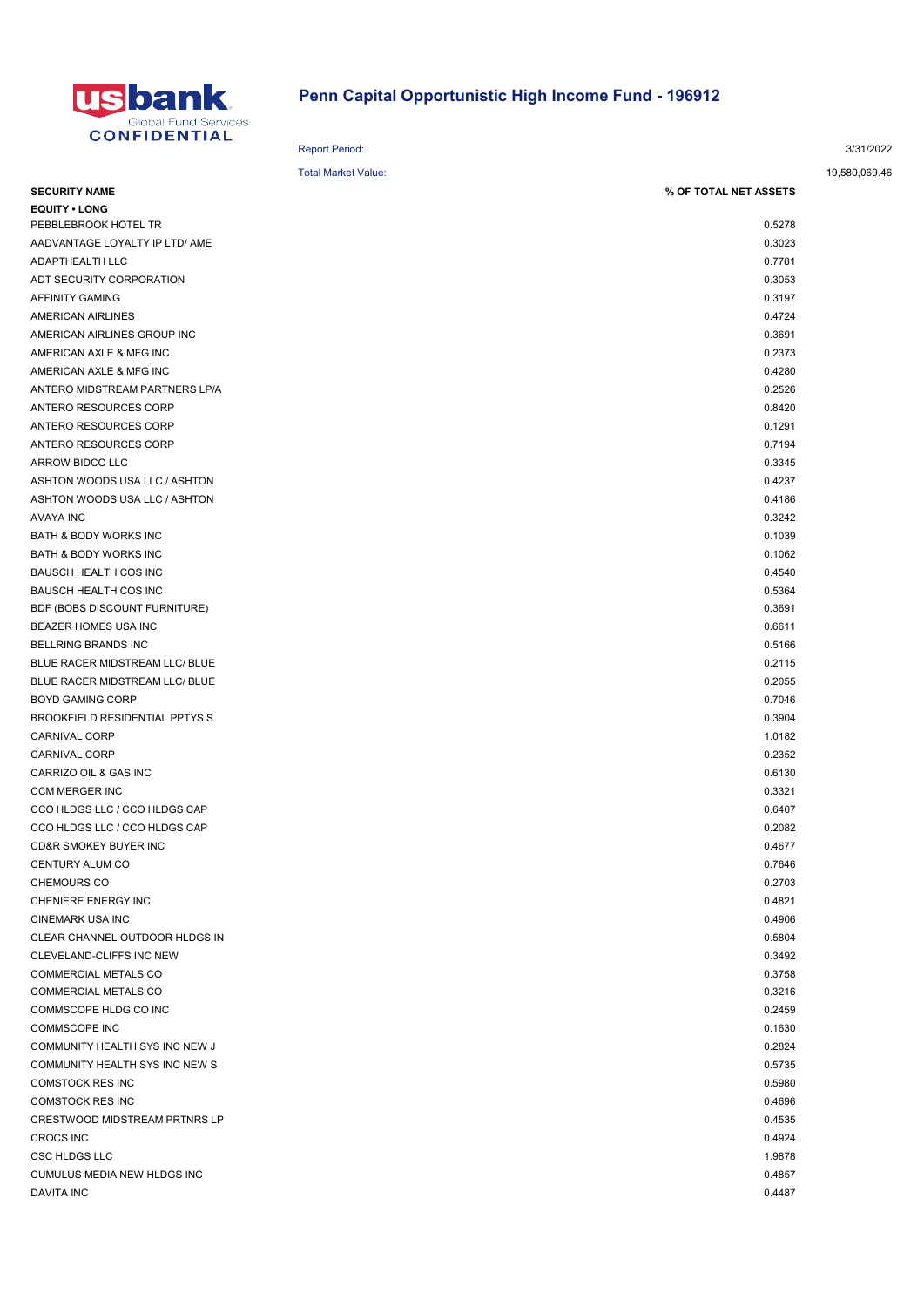usbank Global Fund Services CONFIDENTIAL

# Penn Capital Opportunistic High Income Fund - 196912

Report Period: 3/31/2022

Total Market Value: 19,580,069.46

| SECURITY NAME | % OF TOTAL NET ASSETS |
|---|---|
| **EQUITY • LONG** | |
| PEBBLEBROOK HOTEL TR | 0.5278 |
| AADVANTAGE LOYALTY IP LTD/ AME | 0.3023 |
| ADAPTHEALTH LLC | 0.7781 |
| ADT SECURITY CORPORATION | 0.3053 |
| AFFINITY GAMING | 0.3197 |
| AMERICAN AIRLINES | 0.4724 |
| AMERICAN AIRLINES GROUP INC | 0.3691 |
| AMERICAN AXLE & MFG INC | 0.2373 |
| AMERICAN AXLE & MFG INC | 0.4280 |
| ANTERO MIDSTREAM PARTNERS LP/A | 0.2526 |
| ANTERO RESOURCES CORP | 0.8420 |
| ANTERO RESOURCES CORP | 0.1291 |
| ANTERO RESOURCES CORP | 0.7194 |
| ARROW BIDCO LLC | 0.3345 |
| ASHTON WOODS USA LLC / ASHTON | 0.4237 |
| ASHTON WOODS USA LLC / ASHTON | 0.4186 |
| AVAYA INC | 0.3242 |
| BATH & BODY WORKS INC | 0.1039 |
| BATH & BODY WORKS INC | 0.1062 |
| BAUSCH HEALTH COS INC | 0.4540 |
| BAUSCH HEALTH COS INC | 0.5364 |
| BDF (BOBS DISCOUNT FURNITURE) | 0.3691 |
| BEAZER HOMES USA INC | 0.6611 |
| BELLRING BRANDS INC | 0.5166 |
| BLUE RACER MIDSTREAM LLC/ BLUE | 0.2115 |
| BLUE RACER MIDSTREAM LLC/ BLUE | 0.2055 |
| BOYD GAMING CORP | 0.7046 |
| BROOKFIELD RESIDENTIAL PPTYS S | 0.3904 |
| CARNIVAL CORP | 1.0182 |
| CARNIVAL CORP | 0.2352 |
| CARRIZO OIL & GAS INC | 0.6130 |
| CCM MERGER INC | 0.3321 |
| CCO HLDGS LLC / CCO HLDGS CAP | 0.6407 |
| CCO HLDGS LLC / CCO HLDGS CAP | 0.2082 |
| CD&R SMOKEY BUYER INC | 0.4677 |
| CENTURY ALUM CO | 0.7646 |
| CHEMOURS CO | 0.2703 |
| CHENIERE ENERGY INC | 0.4821 |
| CINEMARK USA INC | 0.4906 |
| CLEAR CHANNEL OUTDOOR HLDGS IN | 0.5804 |
| CLEVELAND-CLIFFS INC NEW | 0.3492 |
| COMMERCIAL METALS CO | 0.3758 |
| COMMERCIAL METALS CO | 0.3216 |
| COMMSCOPE HLDG CO INC | 0.2459 |
| COMMSCOPE INC | 0.1630 |
| COMMUNITY HEALTH SYS INC NEW J | 0.2824 |
| COMMUNITY HEALTH SYS INC NEW S | 0.5735 |
| COMSTOCK RES INC | 0.5980 |
| COMSTOCK RES INC | 0.4696 |
| CRESTWOOD MIDSTREAM PRTNRS LP | 0.4535 |
| CROCS INC | 0.4924 |
| CSC HLDGS LLC | 1.9878 |
| CUMULUS MEDIA NEW HLDGS INC | 0.4857 |
| DAVITA INC | 0.4487 |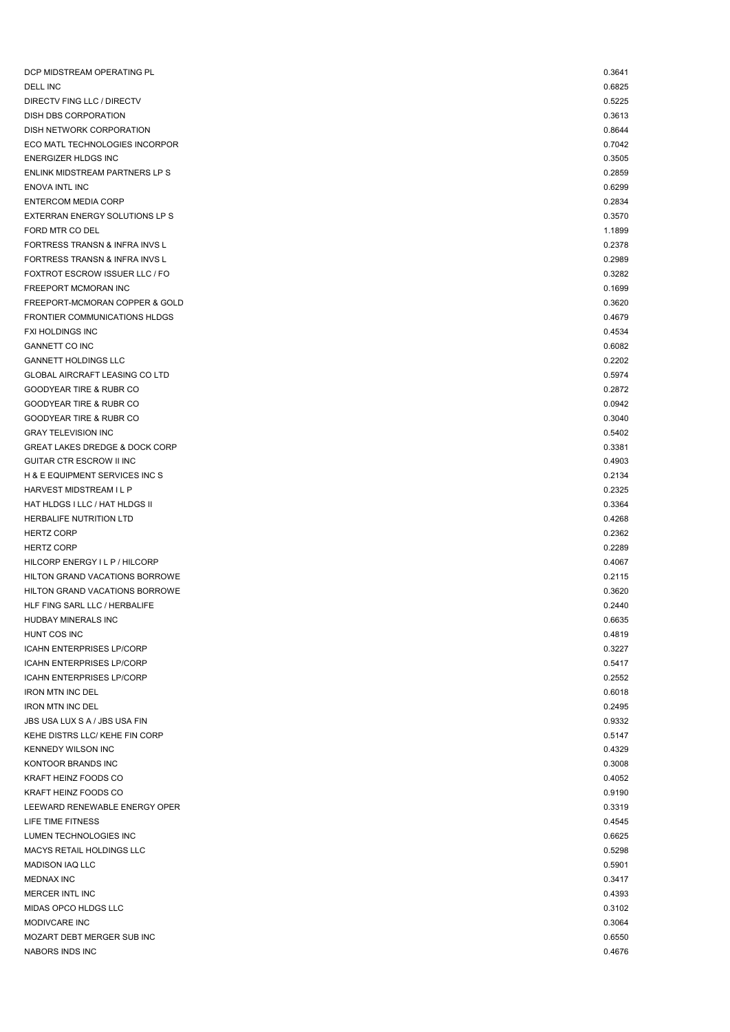| | |
|---|---|
| DCP MIDSTREAM OPERATING PL | 0.3641 |
| DELL INC | 0.6825 |
| DIRECTV FING LLC / DIRECTV | 0.5225 |
| DISH DBS CORPORATION | 0.3613 |
| DISH NETWORK CORPORATION | 0.8644 |
| ECO MATL TECHNOLOGIES INCORPOR | 0.7042 |
| ENERGIZER HLDGS INC | 0.3505 |
| ENLINK MIDSTREAM PARTNERS LP S | 0.2859 |
| ENOVA INTL INC | 0.6299 |
| ENTERCOM MEDIA CORP | 0.2834 |
| EXTERRAN ENERGY SOLUTIONS LP S | 0.3570 |
| FORD MTR CO DEL | 1.1899 |
| FORTRESS TRANSN & INFRA INVS L | 0.2378 |
| FORTRESS TRANSN & INFRA INVS L | 0.2989 |
| FOXTROT ESCROW ISSUER LLC / FO | 0.3282 |
| FREEPORT MCMORAN INC | 0.1699 |
| FREEPORT-MCMORAN COPPER & GOLD | 0.3620 |
| FRONTIER COMMUNICATIONS HLDGS | 0.4679 |
| FXI HOLDINGS INC | 0.4534 |
| GANNETT CO INC | 0.6082 |
| GANNETT HOLDINGS LLC | 0.2202 |
| GLOBAL AIRCRAFT LEASING CO LTD | 0.5974 |
| GOODYEAR TIRE & RUBR CO | 0.2872 |
| GOODYEAR TIRE & RUBR CO | 0.0942 |
| GOODYEAR TIRE & RUBR CO | 0.3040 |
| GRAY TELEVISION INC | 0.5402 |
| GREAT LAKES DREDGE & DOCK CORP | 0.3381 |
| GUITAR CTR ESCROW II INC | 0.4903 |
| H & E EQUIPMENT SERVICES INC S | 0.2134 |
| HARVEST MIDSTREAM I L P | 0.2325 |
| HAT HLDGS I LLC / HAT HLDGS II | 0.3364 |
| HERBALIFE NUTRITION LTD | 0.4268 |
| HERTZ CORP | 0.2362 |
| HERTZ CORP | 0.2289 |
| HILCORP ENERGY I L P / HILCORP | 0.4067 |
| HILTON GRAND VACATIONS BORROWE | 0.2115 |
| HILTON GRAND VACATIONS BORROWE | 0.3620 |
| HLF FING SARL LLC / HERBALIFE | 0.2440 |
| HUDBAY MINERALS INC | 0.6635 |
| HUNT COS INC | 0.4819 |
| ICAHN ENTERPRISES LP/CORP | 0.3227 |
| ICAHN ENTERPRISES LP/CORP | 0.5417 |
| ICAHN ENTERPRISES LP/CORP | 0.2552 |
| IRON MTN INC DEL | 0.6018 |
| IRON MTN INC DEL | 0.2495 |
| JBS USA LUX S A / JBS USA FIN | 0.9332 |
| KEHE DISTRS LLC/ KEHE FIN CORP | 0.5147 |
| KENNEDY WILSON INC | 0.4329 |
| KONTOOR BRANDS INC | 0.3008 |
| KRAFT HEINZ FOODS CO | 0.4052 |
| KRAFT HEINZ FOODS CO | 0.9190 |
| LEEWARD RENEWABLE ENERGY OPER | 0.3319 |
| LIFE TIME FITNESS | 0.4545 |
| LUMEN TECHNOLOGIES INC | 0.6625 |
| MACYS RETAIL HOLDINGS LLC | 0.5298 |
| MADISON IAQ LLC | 0.5901 |
| MEDNAX INC | 0.3417 |
| MERCER INTL INC | 0.4393 |
| MIDAS OPCO HLDGS LLC | 0.3102 |
| MODIVCARE INC | 0.3064 |
| MOZART DEBT MERGER SUB INC | 0.6550 |
| NABORS INDS INC | 0.4676 |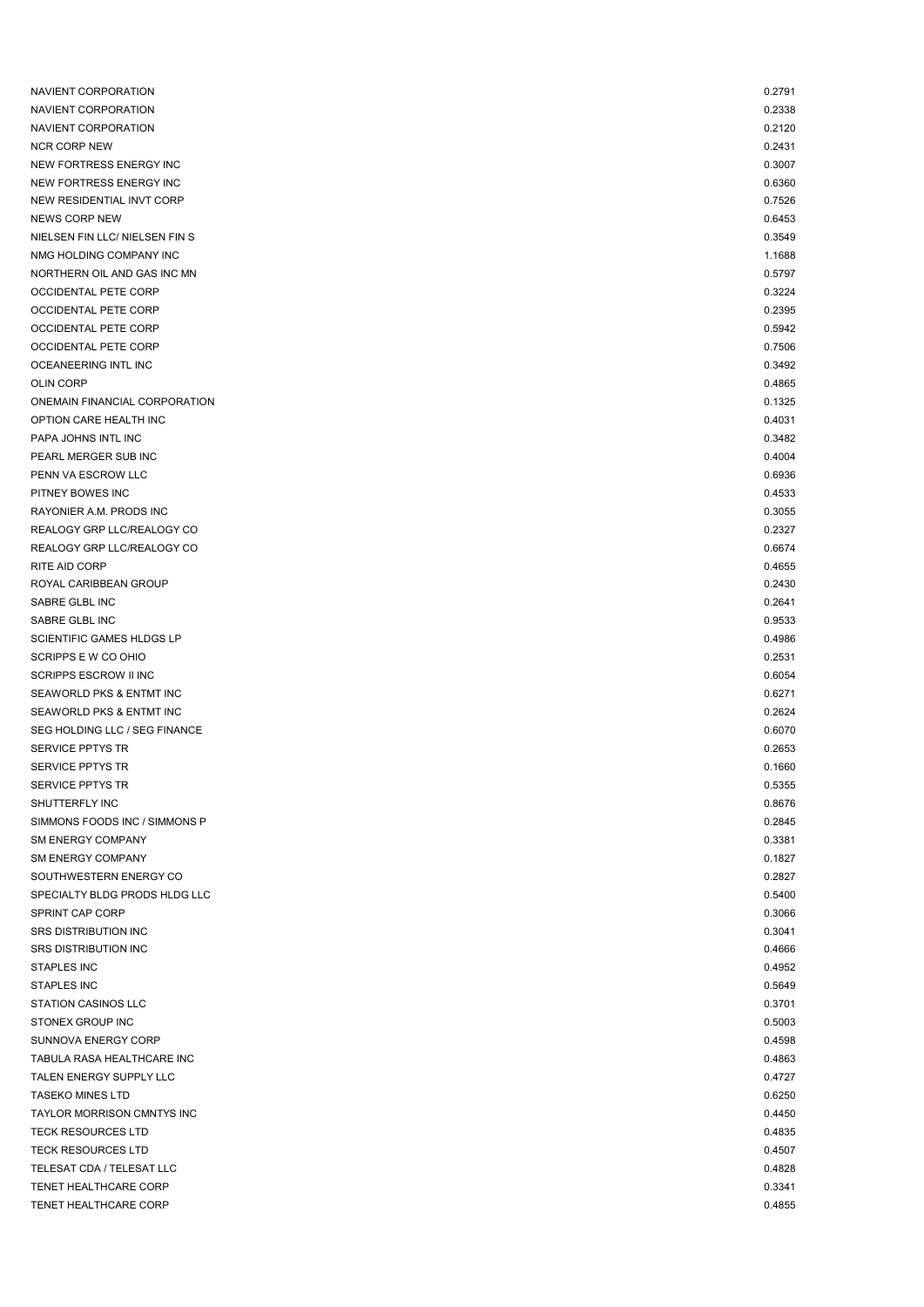| | |
|---|---|
| NAVIENT CORPORATION | 0.2791 |
| NAVIENT CORPORATION | 0.2338 |
| NAVIENT CORPORATION | 0.2120 |
| NCR CORP NEW | 0.2431 |
| NEW FORTRESS ENERGY INC | 0.3007 |
| NEW FORTRESS ENERGY INC | 0.6360 |
| NEW RESIDENTIAL INVT CORP | 0.7526 |
| NEWS CORP NEW | 0.6453 |
| NIELSEN FIN LLC/ NIELSEN FIN S | 0.3549 |
| NMG HOLDING COMPANY INC | 1.1688 |
| NORTHERN OIL AND GAS INC MN | 0.5797 |
| OCCIDENTAL PETE CORP | 0.3224 |
| OCCIDENTAL PETE CORP | 0.2395 |
| OCCIDENTAL PETE CORP | 0.5942 |
| OCCIDENTAL PETE CORP | 0.7506 |
| OCEANEERING INTL INC | 0.3492 |
| OLIN CORP | 0.4865 |
| ONEMAIN FINANCIAL CORPORATION | 0.1325 |
| OPTION CARE HEALTH INC | 0.4031 |
| PAPA JOHNS INTL INC | 0.3482 |
| PEARL MERGER SUB INC | 0.4004 |
| PENN VA ESCROW LLC | 0.6936 |
| PITNEY BOWES INC | 0.4533 |
| RAYONIER A.M. PRODS INC | 0.3055 |
| REALOGY GRP LLC/REALOGY CO | 0.2327 |
| REALOGY GRP LLC/REALOGY CO | 0.6674 |
| RITE AID CORP | 0.4655 |
| ROYAL CARIBBEAN GROUP | 0.2430 |
| SABRE GLBL INC | 0.2641 |
| SABRE GLBL INC | 0.9533 |
| SCIENTIFIC GAMES HLDGS LP | 0.4986 |
| SCRIPPS E W CO OHIO | 0.2531 |
| SCRIPPS ESCROW II INC | 0.6054 |
| SEAWORLD PKS & ENTMT INC | 0.6271 |
| SEAWORLD PKS & ENTMT INC | 0.2624 |
| SEG HOLDING LLC / SEG FINANCE | 0.6070 |
| SERVICE PPTYS TR | 0.2653 |
| SERVICE PPTYS TR | 0.1660 |
| SERVICE PPTYS TR | 0.5355 |
| SHUTTERFLY INC | 0.8676 |
| SIMMONS FOODS INC / SIMMONS P | 0.2845 |
| SM ENERGY COMPANY | 0.3381 |
| SM ENERGY COMPANY | 0.1827 |
| SOUTHWESTERN ENERGY CO | 0.2827 |
| SPECIALTY BLDG PRODS HLDG LLC | 0.5400 |
| SPRINT CAP CORP | 0.3066 |
| SRS DISTRIBUTION INC | 0.3041 |
| SRS DISTRIBUTION INC | 0.4666 |
| STAPLES INC | 0.4952 |
| STAPLES INC | 0.5649 |
| STATION CASINOS LLC | 0.3701 |
| STONEX GROUP INC | 0.5003 |
| SUNNOVA ENERGY CORP | 0.4598 |
| TABULA RASA HEALTHCARE INC | 0.4863 |
| TALEN ENERGY SUPPLY LLC | 0.4727 |
| TASEKO MINES LTD | 0.6250 |
| TAYLOR MORRISON CMNTYS INC | 0.4450 |
| TECK RESOURCES LTD | 0.4835 |
| TECK RESOURCES LTD | 0.4507 |
| TELESAT CDA / TELESAT LLC | 0.4828 |
| TENET HEALTHCARE CORP | 0.3341 |
| TENET HEALTHCARE CORP | 0.4855 |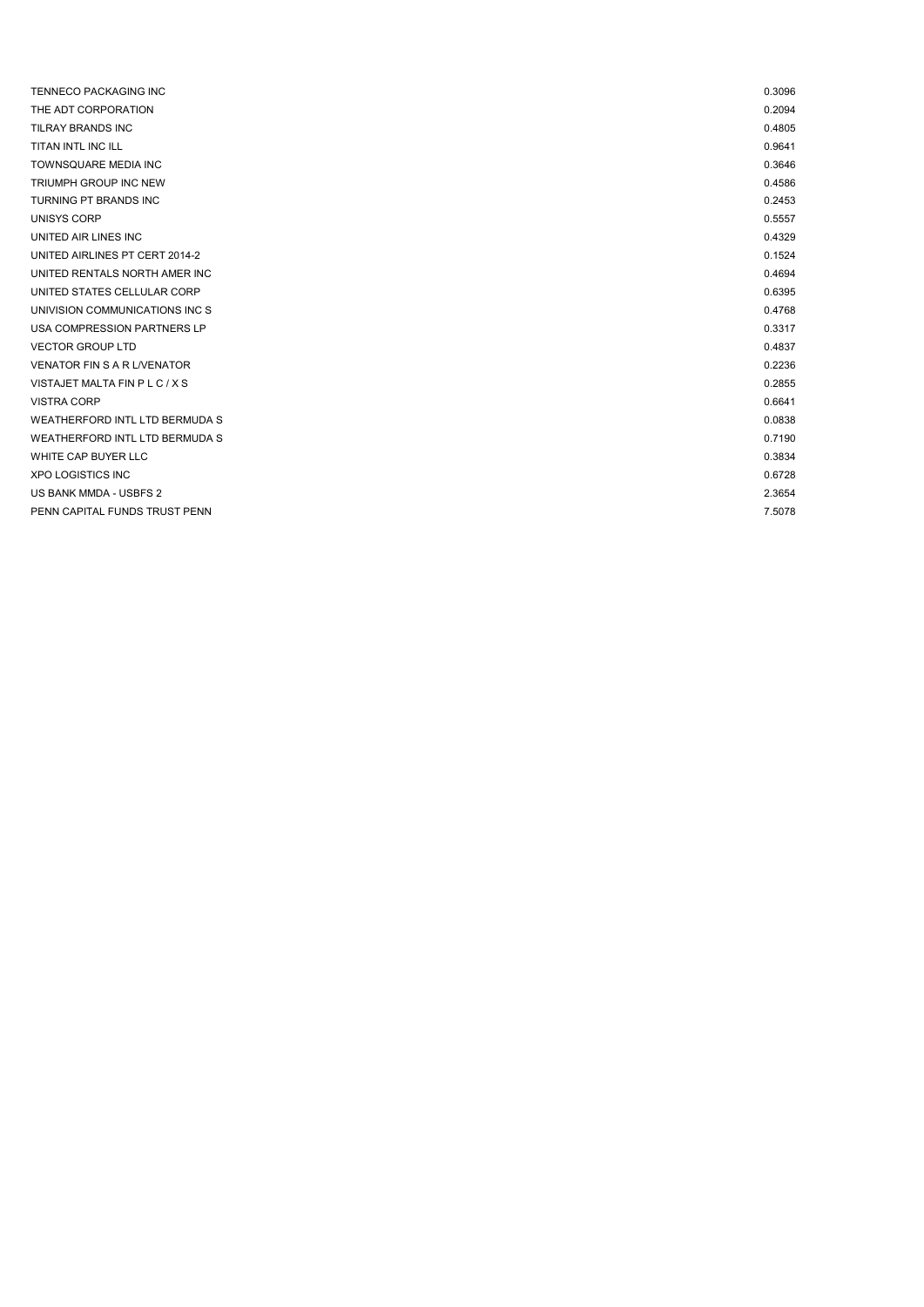| | |
|---|---|
| TENNECO PACKAGING INC | 0.3096 |
| THE ADT CORPORATION | 0.2094 |
| TILRAY BRANDS INC | 0.4805 |
| TITAN INTL INC ILL | 0.9641 |
| TOWNSQUARE MEDIA INC | 0.3646 |
| TRIUMPH GROUP INC NEW | 0.4586 |
| TURNING PT BRANDS INC | 0.2453 |
| UNISYS CORP | 0.5557 |
| UNITED AIR LINES INC | 0.4329 |
| UNITED AIRLINES PT CERT 2014-2 | 0.1524 |
| UNITED RENTALS NORTH AMER INC | 0.4694 |
| UNITED STATES CELLULAR CORP | 0.6395 |
| UNIVISION COMMUNICATIONS INC S | 0.4768 |
| USA COMPRESSION PARTNERS LP | 0.3317 |
| VECTOR GROUP LTD | 0.4837 |
| VENATOR FIN S A R L/VENATOR | 0.2236 |
| VISTAJET MALTA FIN P L C / X S | 0.2855 |
| VISTRA CORP | 0.6641 |
| WEATHERFORD INTL LTD BERMUDA S | 0.0838 |
| WEATHERFORD INTL LTD BERMUDA S | 0.7190 |
| WHITE CAP BUYER LLC | 0.3834 |
| XPO LOGISTICS INC | 0.6728 |
| US BANK MMDA - USBFS 2 | 2.3654 |
| PENN CAPITAL FUNDS TRUST PENN | 7.5078 |